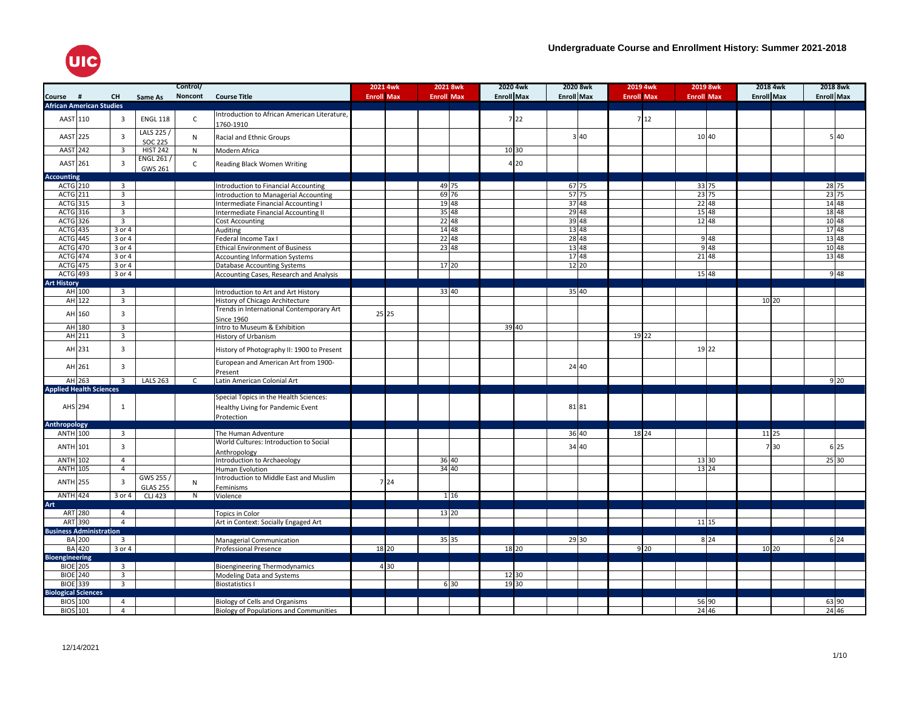# Undergraduate Course and Enrollment History: Summer 2021-2018

| Course | # | CH | Same As | Control/ Noncont | Course Title | 2021 4wk Enroll | 2021 4wk Max | 2021 8wk Enroll | 2021 8wk Max | 2020 4wk Enroll | 2020 4wk Max | 2020 8wk Enroll | 2020 8wk Max | 2019 4wk Enroll | 2019 4wk Max | 2019 8wk Enroll | 2019 8wk Max | 2018 4wk Enroll | 2018 4wk Max | 2018 8wk Enroll | 2018 8wk Max |
|---|---|---|---|---|---|---|---|---|---|---|---|---|---|---|---|---|---|---|---|---|---|
| **African American Studies** | | | | | | | | | | | | | | | | | | | | | |
| AAST | 110 | 3 | ENGL 118 | C | Introduction to African American Literature, 1760-1910 | | | | | 7 | 22 | | | 7 | 12 | | | | | | |
| AAST | 225 | 3 | LALS 225 / SOC 225 | N | Racial and Ethnic Groups | | | | | | | 3 | 40 | | | 10 | 40 | | | 5 | 40 |
| AAST | 242 | 3 | HIST 242 | N | Modern Africa | | | | | 10 | 30 | | | | | | | | | | |
| AAST | 261 | 3 | ENGL 261 / GWS 261 | C | Reading Black Women Writing | | | | | 4 | 20 | | | | | | | | | | |
| **Accounting** | | | | | | | | | | | | | | | | | | | | | |
| ACTG | 210 | 3 | | | Introduction to Financial Accounting | | | 49 | 75 | | | 67 | 75 | | | 33 | 75 | | | 28 | 75 |
| ACTG | 211 | 3 | | | Introduction to Managerial Accounting | | | 69 | 76 | | | 57 | 75 | | | 23 | 75 | | | 23 | 75 |
| ACTG | 315 | 3 | | | Intermediate Financial Accounting I | | | 19 | 48 | | | 37 | 48 | | | 22 | 48 | | | 14 | 48 |
| ACTG | 316 | 3 | | | Intermediate Financial Accounting II | | | 35 | 48 | | | 29 | 48 | | | 15 | 48 | | | 18 | 48 |
| ACTG | 326 | 3 | | | Cost Accounting | | | 22 | 48 | | | 39 | 48 | | | 12 | 48 | | | 10 | 48 |
| ACTG | 435 | 3 or 4 | | | Auditing | | | 14 | 48 | | | 13 | 48 | | | | | | | 17 | 48 |
| ACTG | 445 | 3 or 4 | | | Federal Income Tax I | | | 22 | 48 | | | 28 | 48 | | | 9 | 48 | | | 13 | 48 |
| ACTG | 470 | 3 or 4 | | | Ethical Environment of Business | | | 23 | 48 | | | 13 | 48 | | | 9 | 48 | | | 10 | 48 |
| ACTG | 474 | 3 or 4 | | | Accounting Information Systems | | | | | | | 17 | 48 | | | 21 | 48 | | | 13 | 48 |
| ACTG | 475 | 3 or 4 | | | Database Accounting Systems | | | 17 | 20 | | | 12 | 20 | | | | | | | | |
| ACTG | 493 | 3 or 4 | | | Accounting Cases, Research and Analysis | | | | | | | | | | | 15 | 48 | | | 9 | 48 |
| **Art History** | | | | | | | | | | | | | | | | | | | | | |
| AH | 100 | 3 | | | Introduction to Art and Art History | | | 33 | 40 | | | 35 | 40 | | | | | | | | |
| AH | 122 | 3 | | | History of Chicago Architecture | | | | | | | | | | | | | 10 | 20 | | |
| AH | 160 | 3 | | | Trends in International Contemporary Art Since 1960 | 25 | 25 | | | | | | | | | | | | | | |
| AH | 180 | 3 | | | Intro to Museum & Exhibition | | | | | 39 | 40 | | | | | | | | | | |
| AH | 211 | 3 | | | History of Urbanism | | | | | | | | | 19 | 22 | | | | | | |
| AH | 231 | 3 | | | History of Photography II: 1900 to Present | | | | | | | | | | | 19 | 22 | | | | |
| AH | 261 | 3 | | | European and American Art from 1900-Present | | | | | | | 24 | 40 | | | | | | | | |
| AH | 263 | 3 | LALS 263 | C | Latin American Colonial Art | | | | | | | | | | | | | | | 9 | 20 |
| **Applied Health Sciences** | | | | | | | | | | | | | | | | | | | | | |
| AHS | 294 | 1 | | | Special Topics in the Health Sciences: Healthy Living for Pandemic Event Protection | | | | | | | 81 | 81 | | | | | | | | |
| **Anthropology** | | | | | | | | | | | | | | | | | | | | | |
| ANTH | 100 | 3 | | | The Human Adventure | | | | | | | 36 | 40 | 18 | 24 | | | 11 | 25 | | |
| ANTH | 101 | 3 | | | World Cultures: Introduction to Social Anthropology | | | | | | | 34 | 40 | | | | | 7 | 30 | 6 | 25 |
| ANTH | 102 | 4 | | | Introduction to Archaeology | | | 36 | 40 | | | | | | | 13 | 30 | | | 25 | 30 |
| ANTH | 105 | 4 | | | Human Evolution | | | 34 | 40 | | | | | | | 13 | 24 | | | | |
| ANTH | 255 | 3 | GWS 255 / GLAS 255 | N | Introduction to Middle East and Muslim Feminisms | 7 | 24 | | | | | | | | | | | | | | |
| ANTH | 424 | 3 or 4 | CLJ 423 | N | Violence | | | 1 | 16 | | | | | | | | | | | | |
| **Art** | | | | | | | | | | | | | | | | | | | | | |
| ART | 280 | 4 | | | Topics in Color | | | 13 | 20 | | | | | | | | | | | | |
| ART | 390 | 4 | | | Art in Context: Socially Engaged Art | | | | | | | | | | | 11 | 15 | | | | |
| **Business Administration** | | | | | | | | | | | | | | | | | | | | | |
| BA | 200 | 3 | | | Managerial Communication | | | 35 | 35 | | | 29 | 30 | | | 8 | 24 | | | 6 | 24 |
| BA | 420 | 3 or 4 | | | Professional Presence | 18 | 20 | | | 18 | 20 | | | 9 | 20 | | | 10 | 20 | | |
| **Bioengineering** | | | | | | | | | | | | | | | | | | | | | |
| BIOE | 205 | 3 | | | Bioengineering Thermodynamics | 4 | 30 | | | | | | | | | | | | | | |
| BIOE | 240 | 3 | | | Modeling Data and Systems | | | | | 12 | 30 | | | | | | | | | | |
| BIOE | 339 | 3 | | | Biostatistics I | | | 6 | 30 | 19 | 30 | | | | | | | | | | |
| **Biological Sciences** | | | | | | | | | | | | | | | | | | | | | |
| BIOS | 100 | 4 | | | Biology of Cells and Organisms | | | | | | | | | | | 56 | 90 | | | 63 | 90 |
| BIOS | 101 | 4 | | | Biology of Populations and Communities | | | | | | | | | | | 24 | 46 | | | 24 | 46 |

12/14/2021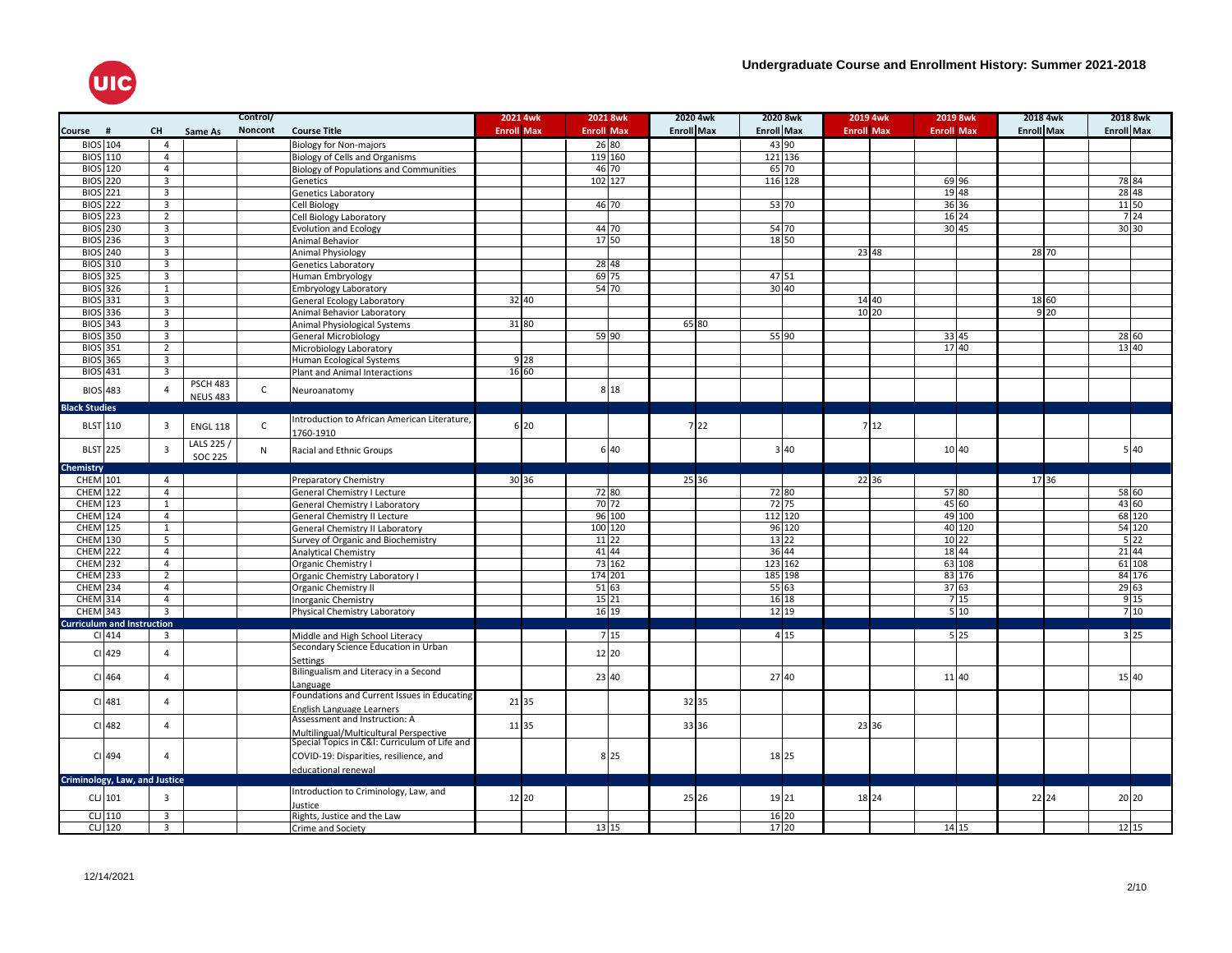# Undergraduate Course and Enrollment History: Summer 2021-2018

| Course | # | CH | Same As | Control/ Noncont | Course Title | 2021 4wk | | 2021 8wk | | 2020 4wk | | 2020 8wk | | 2019 4wk | | 2019 8wk | | 2018 4wk | | 2018 8wk | |
|---|---|---|---|---|---|---|---|---|---|---|---|---|---|---|---|---|---|---|---|---|---|
| | | | | | | Enroll | Max | Enroll | Max | Enroll | Max | Enroll | Max | Enroll | Max | Enroll | Max | Enroll | Max | Enroll | Max |
| BIOS | 104 | 4 | | | Biology for Non-majors | | | 26 | 80 | | | 43 | 90 | | | | | | | | |
| BIOS | 110 | 4 | | | Biology of Cells and Organisms | | | 119 | 160 | | | 121 | 136 | | | | | | | | |
| BIOS | 120 | 4 | | | Biology of Populations and Communities | | | 46 | 70 | | | 65 | 70 | | | | | | | | |
| BIOS | 220 | 3 | | | Genetics | | | 102 | 127 | | | 116 | 128 | | | 69 | 96 | | | 78 | 84 |
| BIOS | 221 | 3 | | | Genetics Laboratory | | | | | | | | | | | 19 | 48 | | | 28 | 48 |
| BIOS | 222 | 3 | | | Cell Biology | | | 46 | 70 | | | 53 | 70 | | | 36 | 36 | | | 11 | 50 |
| BIOS | 223 | 2 | | | Cell Biology Laboratory | | | | | | | | | | | 16 | 24 | | | 7 | 24 |
| BIOS | 230 | 3 | | | Evolution and Ecology | | | 44 | 70 | | | 54 | 70 | | | 30 | 45 | | | 30 | 30 |
| BIOS | 236 | 3 | | | Animal Behavior | | | 17 | 50 | | | 18 | 50 | | | | | | | | |
| BIOS | 240 | 3 | | | Animal Physiology | | | | | | | | | 23 | 48 | | | 28 | 70 | | |
| BIOS | 310 | 3 | | | Genetics Laboratory | | | 28 | 48 | | | | | | | | | | | | |
| BIOS | 325 | 3 | | | Human Embryology | | | 69 | 75 | | | 47 | 51 | | | | | | | | |
| BIOS | 326 | 1 | | | Embryology Laboratory | | | 54 | 70 | | | 30 | 40 | | | | | | | | |
| BIOS | 331 | 3 | | | General Ecology Laboratory | 32 | 40 | | | | | | | 14 | 40 | | | 18 | 60 | | |
| BIOS | 336 | 3 | | | Animal Behavior Laboratory | | | | | | | | | 10 | 20 | | | 9 | 20 | | |
| BIOS | 343 | 3 | | | Animal Physiological Systems | 31 | 80 | | | 65 | 80 | | | | | | | | | | |
| BIOS | 350 | 3 | | | General Microbiology | | | 59 | 90 | | | 55 | 90 | | | 33 | 45 | | | 28 | 60 |
| BIOS | 351 | 2 | | | Microbiology Laboratory | | | | | | | | | | | 17 | 40 | | | 13 | 40 |
| BIOS | 365 | 3 | | | Human Ecological Systems | 9 | 28 | | | | | | | | | | | | | | |
| BIOS | 431 | 3 | | | Plant and Animal Interactions | 16 | 60 | | | | | | | | | | | | | | |
| BIOS | 483 | 4 | PSCH 483 NEUS 483 | C | Neuroanatomy | | | 8 | 18 | | | | | | | | | | | | |
| **Black Studies** | | | | | | | | | | | | | | | | | | | | | |
| BLST | 110 | 3 | ENGL 118 | C | Introduction to African American Literature, 1760-1910 | 6 | 20 | | | 7 | 22 | | | 7 | 12 | | | | | | |
| BLST | 225 | 3 | LALS 225 / SOC 225 | N | Racial and Ethnic Groups | | | 6 | 40 | | | 3 | 40 | | | 10 | 40 | | | 5 | 40 |
| **Chemistry** | | | | | | | | | | | | | | | | | | | | | |
| CHEM | 101 | 4 | | | Preparatory Chemistry | 30 | 36 | | | 25 | 36 | | | 22 | 36 | | | 17 | 36 | | |
| CHEM | 122 | 4 | | | General Chemistry I Lecture | | | 72 | 80 | | | 72 | 80 | | | 57 | 80 | | | 58 | 60 |
| CHEM | 123 | 1 | | | General Chemistry I Laboratory | | | 70 | 72 | | | 72 | 75 | | | 45 | 60 | | | 43 | 60 |
| CHEM | 124 | 4 | | | General Chemistry II Lecture | | | 96 | 100 | | | 112 | 120 | | | 49 | 100 | | | 68 | 120 |
| CHEM | 125 | 1 | | | General Chemistry II Laboratory | | | 100 | 120 | | | 96 | 120 | | | 40 | 120 | | | 54 | 120 |
| CHEM | 130 | 5 | | | Survey of Organic and Biochemistry | | | 11 | 22 | | | 13 | 22 | | | 10 | 22 | | | 5 | 22 |
| CHEM | 222 | 4 | | | Analytical Chemistry | | | 41 | 44 | | | 36 | 44 | | | 18 | 44 | | | 21 | 44 |
| CHEM | 232 | 4 | | | Organic Chemistry I | | | 73 | 162 | | | 123 | 162 | | | 63 | 108 | | | 61 | 108 |
| CHEM | 233 | 2 | | | Organic Chemistry Laboratory I | | | 174 | 201 | | | 185 | 198 | | | 83 | 176 | | | 84 | 176 |
| CHEM | 234 | 4 | | | Organic Chemistry II | | | 51 | 63 | | | 55 | 63 | | | 37 | 63 | | | 29 | 63 |
| CHEM | 314 | 4 | | | Inorganic Chemistry | | | 15 | 21 | | | 16 | 18 | | | 7 | 15 | | | 9 | 15 |
| CHEM | 343 | 3 | | | Physical Chemistry Laboratory | | | 16 | 19 | | | 12 | 19 | | | 5 | 10 | | | 7 | 10 |
| **Curriculum and Instruction** | | | | | | | | | | | | | | | | | | | | | |
| CI | 414 | 3 | | | Middle and High School Literacy | | | 7 | 15 | | | 4 | 15 | | | 5 | 25 | | | 3 | 25 |
| CI | 429 | 4 | | | Secondary Science Education in Urban Settings | | | 12 | 20 | | | | | | | | | | | | |
| CI | 464 | 4 | | | Bilingualism and Literacy in a Second Language | | | 23 | 40 | | | 27 | 40 | | | 11 | 40 | | | 15 | 40 |
| CI | 481 | 4 | | | Foundations and Current Issues in Educating English Language Learners | 21 | 35 | | | 32 | 35 | | | | | | | | | | |
| CI | 482 | 4 | | | Assessment and Instruction: A Multilingual/Multicultural Perspective | 11 | 35 | | | 33 | 36 | | | 23 | 36 | | | | | | |
| CI | 494 | 4 | | | Special Topics in C&I: Curriculum of Life and COVID-19: Disparities, resilience, and educational renewal | | | 8 | 25 | | | 18 | 25 | | | | | | | | |
| **Criminology, Law, and Justice** | | | | | | | | | | | | | | | | | | | | | |
| CLJ | 101 | 3 | | | Introduction to Criminology, Law, and Justice | 12 | 20 | | | 25 | 26 | 19 | 21 | 18 | 24 | | | 22 | 24 | 20 | 20 |
| CLJ | 110 | 3 | | | Rights, Justice and the Law | | | | | | | 16 | 20 | | | | | | | | |
| CLJ | 120 | 3 | | | Crime and Society | | | 13 | 15 | | | 17 | 20 | | | 14 | 15 | | | 12 | 15 |

12/14/2021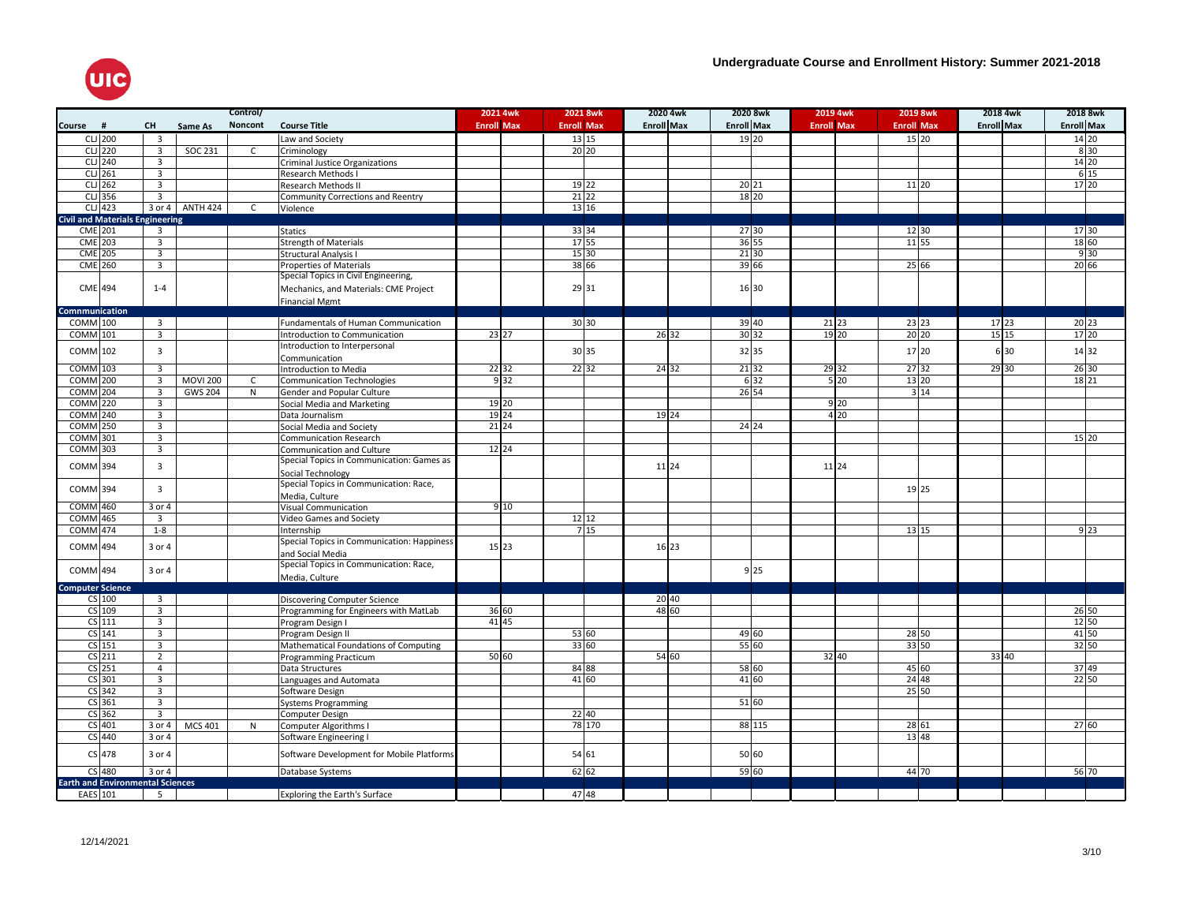# Undergraduate Course and Enrollment History: Summer 2021-2018

| Course | # | CH | Same As | Control/ Noncont | Course Title | 2021 4wk Enroll | 2021 4wk Max | 2021 8wk Enroll | 2021 8wk Max | 2020 4wk Enroll | 2020 4wk Max | 2020 8wk Enroll | 2020 8wk Max | 2019 4wk Enroll | 2019 4wk Max | 2019 8wk Enroll | 2019 8wk Max | 2018 4wk Enroll | 2018 4wk Max | 2018 8wk Enroll | 2018 8wk Max |
|---|---|---|---|---|---|---|---|---|---|---|---|---|---|---|---|---|---|---|---|---|---|
| CLJ | 200 | 3 | | | Law and Society | | | 13 | 15 | | | 19 | 20 | | | 15 | 20 | | | 14 | 20 |
| CLJ | 220 | 3 | SOC 231 | C | Criminology | | | 20 | 20 | | | | | | | | | | | 8 | 30 |
| CLJ | 240 | 3 | | | Criminal Justice Organizations | | | | | | | | | | | | | | | 14 | 20 |
| CLJ | 261 | 3 | | | Research Methods I | | | | | | | | | | | | | | | 6 | 15 |
| CLJ | 262 | 3 | | | Research Methods II | | | 19 | 22 | | | 20 | 21 | | | 11 | 20 | | | 17 | 20 |
| CLJ | 356 | 3 | | | Community Corrections and Reentry | | | 21 | 22 | | | 18 | 20 | | | | | | | | |
| CLJ | 423 | 3 or 4 | ANTH 424 | C | Violence | | | 13 | 16 | | | | | | | | | | | | |
| **Civil and Materials Engineering** | | | | | | | | | | | | | | | | | | | | | |
| CME | 201 | 3 | | | Statics | | | 33 | 34 | | | 27 | 30 | | | 12 | 30 | | | 17 | 30 |
| CME | 203 | 3 | | | Strength of Materials | | | 17 | 55 | | | 36 | 55 | | | 11 | 55 | | | 18 | 60 |
| CME | 205 | 3 | | | Structural Analysis I | | | 15 | 30 | | | 21 | 30 | | | | | | | 9 | 30 |
| CME | 260 | 3 | | | Properties of Materials | | | 38 | 66 | | | 39 | 66 | | | 25 | 66 | | | 20 | 66 |
| CME | 494 | 1-4 | | | Special Topics in Civil Engineering, Mechanics, and Materials: CME Project Financial Mgmt | | | 29 | 31 | | | 16 | 30 | | | | | | | | |
| **Commnunication** | | | | | | | | | | | | | | | | | | | | | |
| COMM | 100 | 3 | | | Fundamentals of Human Communication | | | 30 | 30 | | | 39 | 40 | 21 | 23 | 23 | 23 | 17 | 23 | 20 | 23 |
| COMM | 101 | 3 | | | Introduction to Communication | 23 | 27 | | | 26 | 32 | 30 | 32 | 19 | 20 | 20 | 20 | 15 | 15 | 17 | 20 |
| COMM | 102 | 3 | | | Introduction to Interpersonal Communication | | | 30 | 35 | | | 32 | 35 | | | 17 | 20 | 6 | 30 | 14 | 32 |
| COMM | 103 | 3 | | | Introduction to Media | 22 | 32 | 22 | 32 | 24 | 32 | 21 | 32 | 29 | 32 | 27 | 32 | 29 | 30 | 26 | 30 |
| COMM | 200 | 3 | MOVI 200 | C | Communication Technologies | 9 | 32 | | | | | 6 | 32 | 5 | 20 | 13 | 20 | | | 18 | 21 |
| COMM | 204 | 3 | GWS 204 | N | Gender and Popular Culture | | | | | | | 26 | 54 | | | 3 | 14 | | | | |
| COMM | 220 | 3 | | | Social Media and Marketing | 19 | 20 | | | | | | | 9 | 20 | | | | | | |
| COMM | 240 | 3 | | | Data Journalism | 19 | 24 | | | 19 | 24 | | | 4 | 20 | | | | | | |
| COMM | 250 | 3 | | | Social Media and Society | 21 | 24 | | | | | 24 | 24 | | | | | | | | |
| COMM | 301 | 3 | | | Communication Research | | | | | | | | | | | | | | | 15 | 20 |
| COMM | 303 | 3 | | | Communication and Culture | 12 | 24 | | | | | | | | | | | | | | |
| COMM | 394 | 3 | | | Special Topics in Communication: Games as Social Technology | | | | | 11 | 24 | | | 11 | 24 | | | | | | |
| COMM | 394 | 3 | | | Special Topics in Communication: Race, Media, Culture | | | | | | | | | | | 19 | 25 | | | | |
| COMM | 460 | 3 or 4 | | | Visual Communication | 9 | 10 | | | | | | | | | | | | | | |
| COMM | 465 | 3 | | | Video Games and Society | | | 12 | 12 | | | | | | | | | | | | |
| COMM | 474 | 1-8 | | | Internship | | | 7 | 15 | | | | | | | 13 | 15 | | | 9 | 23 |
| COMM | 494 | 3 or 4 | | | Special Topics in Communication: Happiness and Social Media | 15 | 23 | | | 16 | 23 | | | | | | | | | | |
| COMM | 494 | 3 or 4 | | | Special Topics in Communication: Race, Media, Culture | | | | | | | 9 | 25 | | | | | | | | |
| **Computer Science** | | | | | | | | | | | | | | | | | | | | | |
| CS | 100 | 3 | | | Discovering Computer Science | | | | | 20 | 40 | | | | | | | | | | |
| CS | 109 | 3 | | | Programming for Engineers with MatLab | 36 | 60 | | | 48 | 60 | | | | | | | | | 26 | 50 |
| CS | 111 | 3 | | | Program Design I | 41 | 45 | | | | | | | | | | | | | 12 | 50 |
| CS | 141 | 3 | | | Program Design II | | | 53 | 60 | | | 49 | 60 | | | 28 | 50 | | | 41 | 50 |
| CS | 151 | 3 | | | Mathematical Foundations of Computing | | | 33 | 60 | | | 55 | 60 | | | 33 | 50 | | | 32 | 50 |
| CS | 211 | 2 | | | Programming Practicum | 50 | 60 | | | 54 | 60 | | | 32 | 40 | | | 33 | 40 | | |
| CS | 251 | 4 | | | Data Structures | | | 84 | 88 | | | 58 | 60 | | | 45 | 60 | | | 37 | 49 |
| CS | 301 | 3 | | | Languages and Automata | | | 41 | 60 | | | 41 | 60 | | | 24 | 48 | | | 22 | 50 |
| CS | 342 | 3 | | | Software Design | | | | | | | | | | | 25 | 50 | | | | |
| CS | 361 | 3 | | | Systems Programming | | | | | | | 51 | 60 | | | | | | | | |
| CS | 362 | 3 | | | Computer Design | | | 22 | 40 | | | | | | | | | | | | |
| CS | 401 | 3 or 4 | MCS 401 | N | Computer Algorithms I | | | 78 | 170 | | | 88 | 115 | | | 28 | 61 | | | 27 | 60 |
| CS | 440 | 3 or 4 | | | Software Engineering I | | | | | | | | | | | 13 | 48 | | | | |
| CS | 478 | 3 or 4 | | | Software Development for Mobile Platforms | | | 54 | 61 | | | 50 | 60 | | | | | | | | |
| CS | 480 | 3 or 4 | | | Database Systems | | | 62 | 62 | | | 59 | 60 | | | 44 | 70 | | | 56 | 70 |
| **Earth and Environmental Sciences** | | | | | | | | | | | | | | | | | | | | | |
| EAES | 101 | 5 | | | Exploring the Earth's Surface | | | 47 | 48 | | | | | | | | | | | | |

12/14/2021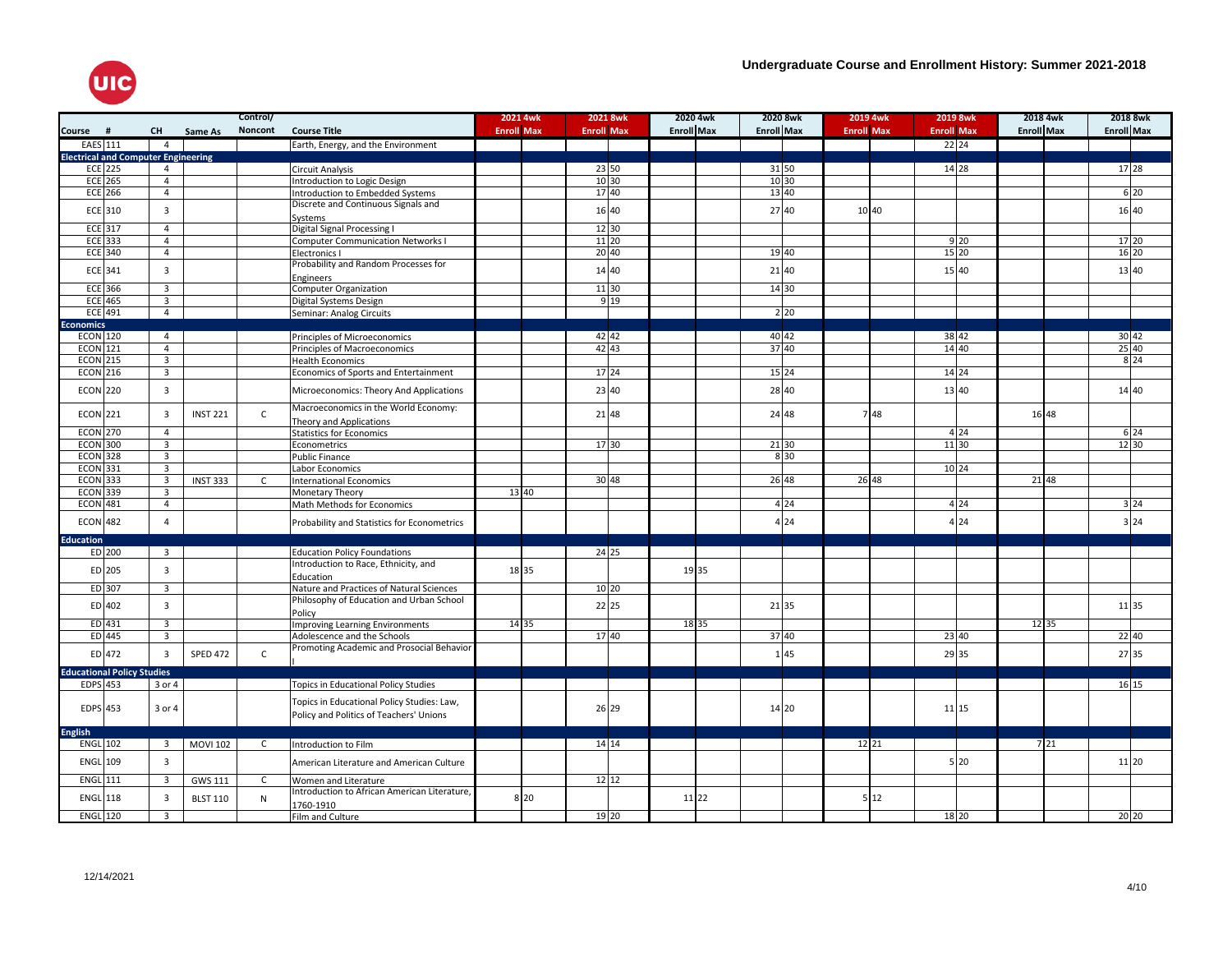# Undergraduate Course and Enrollment History: Summer 2021-2018

| Course | # | CH | Same As | Control/ Noncont | Course Title | 2021 4wk Enroll | 2021 4wk Max | 2021 8wk Enroll | 2021 8wk Max | 2020 4wk Enroll | 2020 4wk Max | 2020 8wk Enroll | 2020 8wk Max | 2019 4wk Enroll | 2019 4wk Max | 2019 8wk Enroll | 2019 8wk Max | 2018 4wk Enroll | 2018 4wk Max | 2018 8wk Enroll | 2018 8wk Max |
|---|---|---|---|---|---|---|---|---|---|---|---|---|---|---|---|---|---|---|---|---|---|
| EAES | 111 | 4 | | | Earth, Energy, and the Environment | | | | | | | | | | | 22 | 24 | | | | |
| **Electrical and Computer Engineering** | | | | | | | | | | | | | | | | | | | | | |
| ECE | 225 | 4 | | | Circuit Analysis | | | 23 | 50 | | | 31 | 50 | | | 14 | 28 | | | 17 | 28 |
| ECE | 265 | 4 | | | Introduction to Logic Design | | | 10 | 30 | | | 10 | 30 | | | | | | | | |
| ECE | 266 | 4 | | | Introduction to Embedded Systems | | | 17 | 40 | | | 13 | 40 | | | | | | | 6 | 20 |
| ECE | 310 | 3 | | | Discrete and Continuous Signals and Systems | | | 16 | 40 | | | 27 | 40 | 10 | 40 | | | | | 16 | 40 |
| ECE | 317 | 4 | | | Digital Signal Processing I | | | 12 | 30 | | | | | | | | | | | | |
| ECE | 333 | 4 | | | Computer Communication Networks I | | | 11 | 20 | | | | | | | 9 | 20 | | | 17 | 20 |
| ECE | 340 | 4 | | | Electronics I | | | 20 | 40 | | | 19 | 40 | | | 15 | 20 | | | 16 | 20 |
| ECE | 341 | 3 | | | Probability and Random Processes for Engineers | | | 14 | 40 | | | 21 | 40 | | | 15 | 40 | | | 13 | 40 |
| ECE | 366 | 3 | | | Computer Organization | | | 11 | 30 | | | 14 | 30 | | | | | | | | |
| ECE | 465 | 3 | | | Digital Systems Design | | | 9 | 19 | | | | | | | | | | | | |
| ECE | 491 | 4 | | | Seminar: Analog Circuits | | | | | | | 2 | 20 | | | | | | | | |
| **Economics** | | | | | | | | | | | | | | | | | | | | | |
| ECON | 120 | 4 | | | Principles of Microeconomics | | | 42 | 42 | | | 40 | 42 | | | 38 | 42 | | | 30 | 42 |
| ECON | 121 | 4 | | | Principles of Macroeconomics | | | 42 | 43 | | | 37 | 40 | | | 14 | 40 | | | 25 | 40 |
| ECON | 215 | 3 | | | Health Economics | | | | | | | | | | | | | | | 8 | 24 |
| ECON | 216 | 3 | | | Economics of Sports and Entertainment | | | 17 | 24 | | | 15 | 24 | | | 14 | 24 | | | | |
| ECON | 220 | 3 | | | Microeconomics: Theory And Applications | | | 23 | 40 | | | 28 | 40 | | | 13 | 40 | | | 14 | 40 |
| ECON | 221 | 3 | INST 221 | C | Macroeconomics in the World Economy: Theory and Applications | | | 21 | 48 | | | 24 | 48 | 7 | 48 | | | 16 | 48 | | |
| ECON | 270 | 4 | | | Statistics for Economics | | | | | | | | | | | 4 | 24 | | | 6 | 24 |
| ECON | 300 | 3 | | | Econometrics | | | 17 | 30 | | | 21 | 30 | | | 11 | 30 | | | 12 | 30 |
| ECON | 328 | 3 | | | Public Finance | | | | | | | 8 | 30 | | | | | | | | |
| ECON | 331 | 3 | | | Labor Economics | | | | | | | | | | | 10 | 24 | | | | |
| ECON | 333 | 3 | INST 333 | C | International Economics | | | 30 | 48 | | | 26 | 48 | 26 | 48 | | | 21 | 48 | | |
| ECON | 339 | 3 | | | Monetary Theory | 13 | 40 | | | | | | | | | | | | | | |
| ECON | 481 | 4 | | | Math Methods for Economics | | | | | | | 4 | 24 | | | 4 | 24 | | | 3 | 24 |
| ECON | 482 | 4 | | | Probability and Statistics for Econometrics | | | | | | | 4 | 24 | | | 4 | 24 | | | 3 | 24 |
| **Education** | | | | | | | | | | | | | | | | | | | | | |
| ED | 200 | 3 | | | Education Policy Foundations | | | 24 | 25 | | | | | | | | | | | | |
| ED | 205 | 3 | | | Introduction to Race, Ethnicity, and Education | 18 | 35 | | | 19 | 35 | | | | | | | | | | |
| ED | 307 | 3 | | | Nature and Practices of Natural Sciences | | | 10 | 20 | | | | | | | | | | | | |
| ED | 402 | 3 | | | Philosophy of Education and Urban School Policy | | | 22 | 25 | | | 21 | 35 | | | | | | | 11 | 35 |
| ED | 431 | 3 | | | Improving Learning Environments | 14 | 35 | | | 18 | 35 | | | | | | | 12 | 35 | | |
| ED | 445 | 3 | | | Adolescence and the Schools | | | 17 | 40 | | | 37 | 40 | | | 23 | 40 | | | 22 | 40 |
| ED | 472 | 3 | SPED 472 | C | Promoting Academic and Prosocial Behavior I | | | | | | | 1 | 45 | | | 29 | 35 | | | 27 | 35 |
| **Educational Policy Studies** | | | | | | | | | | | | | | | | | | | | | |
| EDPS | 453 | 3 or 4 | | | Topics in Educational Policy Studies | | | | | | | | | | | | | | | 16 | 15 |
| EDPS | 453 | 3 or 4 | | | Topics in Educational Policy Studies: Law, Policy and Politics of Teachers' Unions | | | 26 | 29 | | | 14 | 20 | | | 11 | 15 | | | | |
| **English** | | | | | | | | | | | | | | | | | | | | | |
| ENGL | 102 | 3 | MOVI 102 | C | Introduction to Film | | | 14 | 14 | | | | | 12 | 21 | | | 7 | 21 | | |
| ENGL | 109 | 3 | | | American Literature and American Culture | | | | | | | | | | | 5 | 20 | | | 11 | 20 |
| ENGL | 111 | 3 | GWS 111 | C | Women and Literature | | | 12 | 12 | | | | | | | | | | | | |
| ENGL | 118 | 3 | BLST 110 | N | Introduction to African American Literature, 1760-1910 | 8 | 20 | | | 11 | 22 | | | 5 | 12 | | | | | | |
| ENGL | 120 | 3 | | | Film and Culture | | | 19 | 20 | | | | | | | 18 | 20 | | | 20 | 20 |

12/14/2021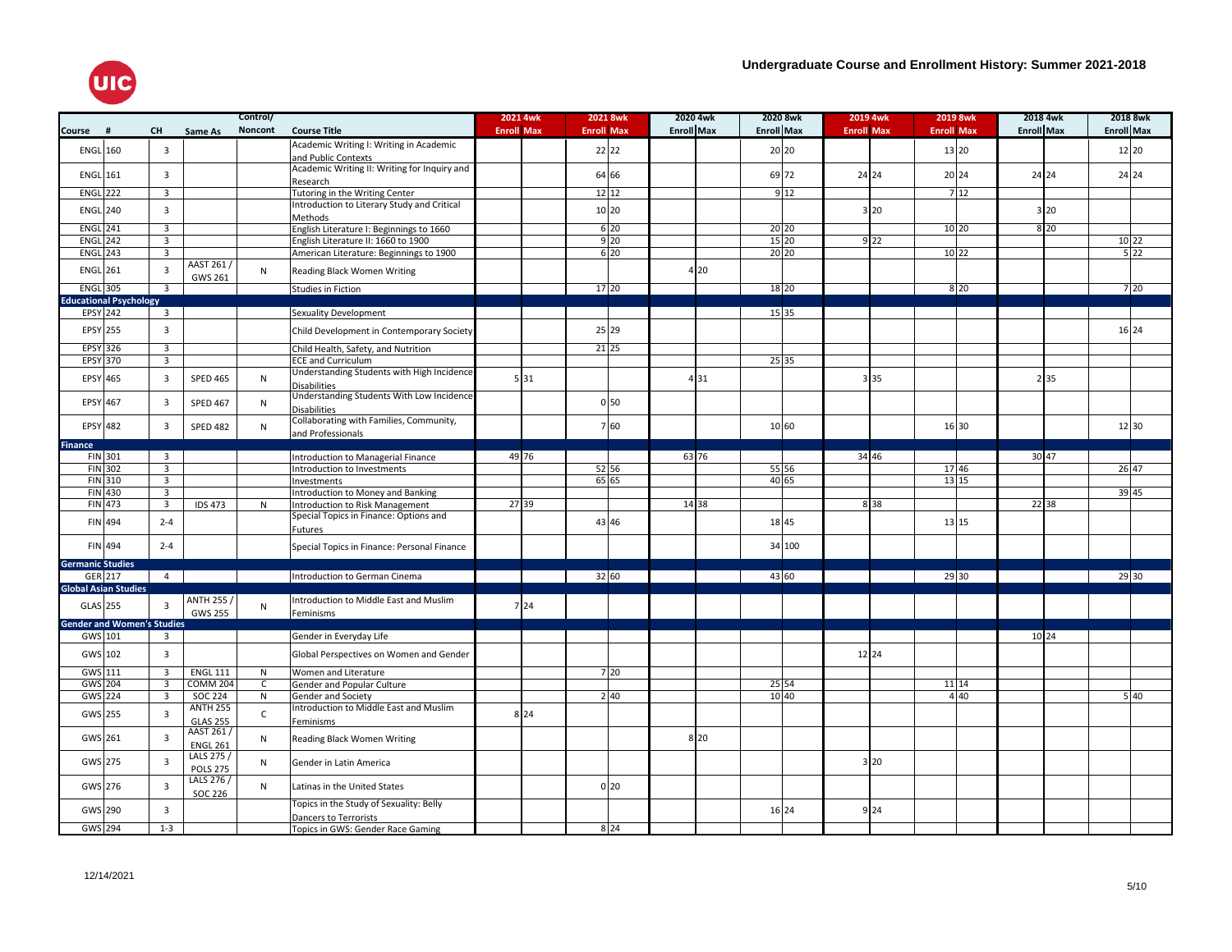# Undergraduate Course and Enrollment History: Summer 2021-2018

| Course | # | CH | Same As | Control/ Noncont | Course Title | 2021 4wk Enroll | 2021 4wk Max | 2021 8wk Enroll | 2021 8wk Max | 2020 4wk Enroll | 2020 4wk Max | 2020 8wk Enroll | 2020 8wk Max | 2019 4wk Enroll | 2019 4wk Max | 2019 8wk Enroll | 2019 8wk Max | 2018 4wk Enroll | 2018 4wk Max | 2018 8wk Enroll | 2018 8wk Max |
|---|---|---|---|---|---|---|---|---|---|---|---|---|---|---|---|---|---|---|---|---|---|
| ENGL | 160 | 3 | | | Academic Writing I: Writing in Academic and Public Contexts | | | 22 | 22 | | | 20 | 20 | | | 13 | 20 | | | 12 | 20 |
| ENGL | 161 | 3 | | | Academic Writing II: Writing for Inquiry and Research | | | 64 | 66 | | | 69 | 72 | 24 | 24 | 20 | 24 | 24 | 24 | 24 | 24 |
| ENGL | 222 | 3 | | | Tutoring in the Writing Center | | | 12 | 12 | | | 9 | 12 | | | 7 | 12 | | | | |
| ENGL | 240 | 3 | | | Introduction to Literary Study and Critical Methods | | | 10 | 20 | | | | | 3 | 20 | | | 3 | 20 | | |
| ENGL | 241 | 3 | | | English Literature I: Beginnings to 1660 | | | 6 | 20 | | | 20 | 20 | | | 10 | 20 | 8 | 20 | | |
| ENGL | 242 | 3 | | | English Literature II: 1660 to 1900 | | | 9 | 20 | | | 15 | 20 | 9 | 22 | | | | | 10 | 22 |
| ENGL | 243 | 3 | | | American Literature: Beginnings to 1900 | | | 6 | 20 | | | 20 | 20 | | | 10 | 22 | | | 5 | 22 |
| ENGL | 261 | 3 | AAST 261 / GWS 261 | N | Reading Black Women Writing | | | | | 4 | 20 | | | | | | | | | | |
| ENGL | 305 | 3 | | | Studies in Fiction | | | 17 | 20 | | | 18 | 20 | | | 8 | 20 | | | 7 | 20 |
| **Educational Psychology** | | | | | | | | | | | | | | | | | | | | | |
| EPSY | 242 | 3 | | | Sexuality Development | | | | | | | 15 | 35 | | | | | | | | |
| EPSY | 255 | 3 | | | Child Development in Contemporary Society | | | 25 | 29 | | | | | | | | | | | 16 | 24 |
| EPSY | 326 | 3 | | | Child Health, Safety, and Nutrition | | | 21 | 25 | | | | | | | | | | | | |
| EPSY | 370 | 3 | | | ECE and Curriculum | | | | | | | 25 | 35 | | | | | | | | |
| EPSY | 465 | 3 | SPED 465 | N | Understanding Students with High Incidence Disabilities | 5 | 31 | | | 4 | 31 | | | 3 | 35 | | | 2 | 35 | | |
| EPSY | 467 | 3 | SPED 467 | N | Understanding Students With Low Incidence Disabilities | | | 0 | 50 | | | | | | | | | | | | |
| EPSY | 482 | 3 | SPED 482 | N | Collaborating with Families, Community, and Professionals | | | 7 | 60 | | | 10 | 60 | | | 16 | 30 | | | 12 | 30 |
| **Finance** | | | | | | | | | | | | | | | | | | | | | |
| FIN | 301 | 3 | | | Introduction to Managerial Finance | 49 | 76 | | | 63 | 76 | | | 34 | 46 | | | 30 | 47 | | |
| FIN | 302 | 3 | | | Introduction to Investments | | | 52 | 56 | | | 55 | 56 | | | 17 | 46 | | | 26 | 47 |
| FIN | 310 | 3 | | | Investments | | | 65 | 65 | | | 40 | 65 | | | 13 | 15 | | | | |
| FIN | 430 | 3 | | | Introduction to Money and Banking | | | | | | | | | | | | | | | 39 | 45 |
| FIN | 473 | 3 | IDS 473 | N | Introduction to Risk Management | 27 | 39 | | | 14 | 38 | | | 8 | 38 | | | 22 | 38 | | |
| FIN | 494 | 2-4 | | | Special Topics in Finance: Options and Futures | | | 43 | 46 | | | 18 | 45 | | | 13 | 15 | | | | |
| FIN | 494 | 2-4 | | | Special Topics in Finance: Personal Finance | | | | | | | 34 | 100 | | | | | | | | |
| **Germanic Studies** | | | | | | | | | | | | | | | | | | | | | |
| GER | 217 | 4 | | | Introduction to German Cinema | | | 32 | 60 | | | 43 | 60 | | | 29 | 30 | | | 29 | 30 |
| **Global Asian Studies** | | | | | | | | | | | | | | | | | | | | | |
| GLAS | 255 | 3 | ANTH 255 / GWS 255 | N | Introduction to Middle East and Muslim Feminisms | 7 | 24 | | | | | | | | | | | | | | |
| **Gender and Women's Studies** | | | | | | | | | | | | | | | | | | | | | |
| GWS | 101 | 3 | | | Gender in Everyday Life | | | | | | | | | | | | | 10 | 24 | | |
| GWS | 102 | 3 | | | Global Perspectives on Women and Gender | | | | | | | | | 12 | 24 | | | | | | |
| GWS | 111 | 3 | ENGL 111 | N | Women and Literature | | | 7 | 20 | | | | | | | | | | | | |
| GWS | 204 | 3 | COMM 204 | C | Gender and Popular Culture | | | | | | | 25 | 54 | | | 11 | 14 | | | | |
| GWS | 224 | 3 | SOC 224 | N | Gender and Society | | | 2 | 40 | | | 10 | 40 | | | 4 | 40 | | | 5 | 40 |
| GWS | 255 | 3 | ANTH 255 GLAS 255 | C | Introduction to Middle East and Muslim Feminisms | 8 | 24 | | | | | | | | | | | | | | |
| GWS | 261 | 3 | AAST 261 / ENGL 261 | N | Reading Black Women Writing | | | | | 8 | 20 | | | | | | | | | | |
| GWS | 275 | 3 | LALS 275 / POLS 275 | N | Gender in Latin America | | | | | | | | | 3 | 20 | | | | | | |
| GWS | 276 | 3 | LALS 276 / SOC 226 | N | Latinas in the United States | | | 0 | 20 | | | | | | | | | | | | |
| GWS | 290 | 3 | | | Topics in the Study of Sexuality: Belly Dancers to Terrorists | | | | | | | 16 | 24 | 9 | 24 | | | | | | |
| GWS | 294 | 1-3 | | | Topics in GWS: Gender Race Gaming | | | 8 | 24 | | | | | | | | | | | | |

12/14/2021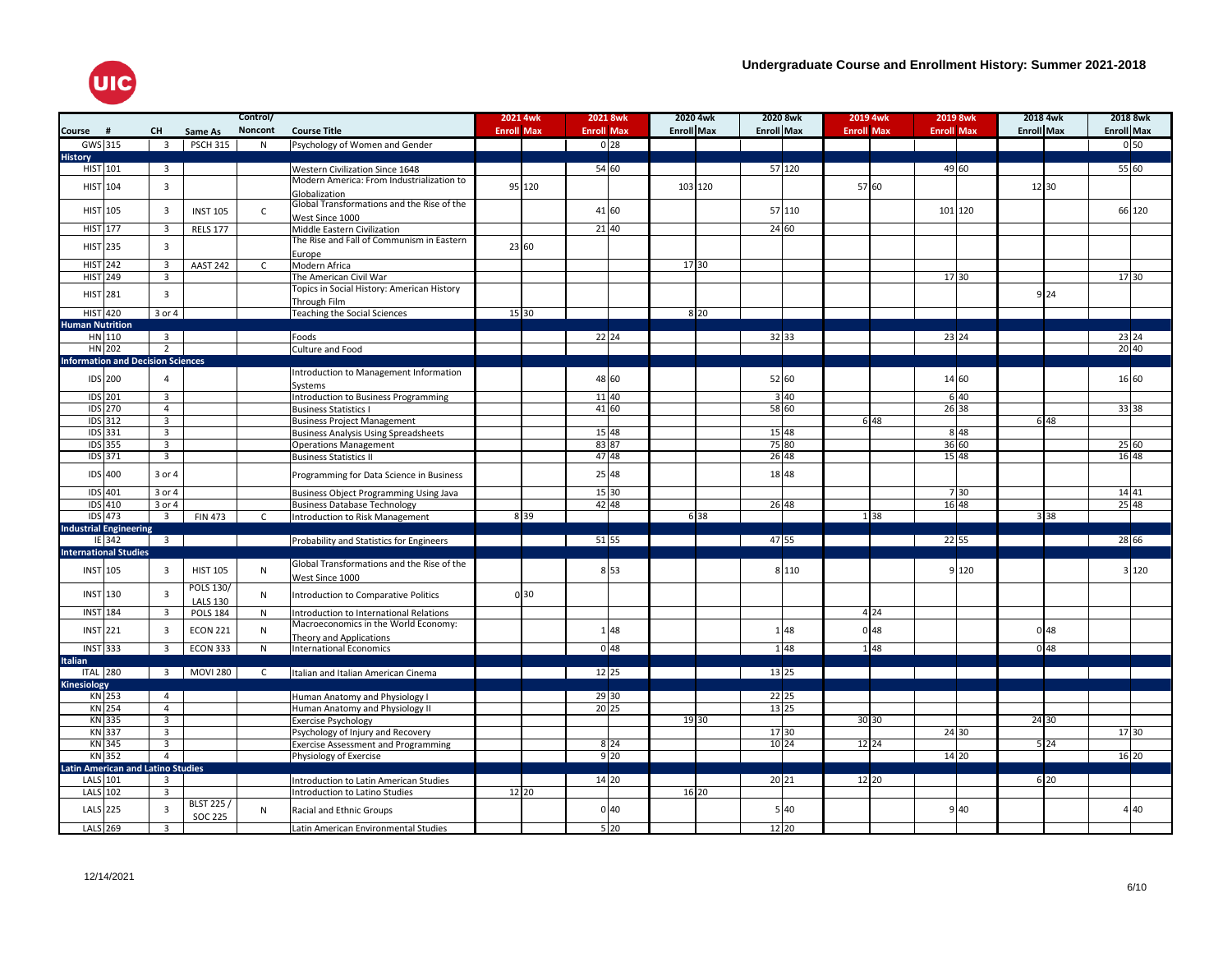# Undergraduate Course and Enrollment History: Summer 2021-2018

| Course | # | CH | Same As | Control/ Noncont | Course Title | 2021 4wk Enroll | 2021 4wk Max | 2021 8wk Enroll | 2021 8wk Max | 2020 4wk Enroll | 2020 4wk Max | 2020 8wk Enroll | 2020 8wk Max | 2019 4wk Enroll | 2019 4wk Max | 2019 8wk Enroll | 2019 8wk Max | 2018 4wk Enroll | 2018 4wk Max | 2018 8wk Enroll | 2018 8wk Max |
|---|---|---|---|---|---|---|---|---|---|---|---|---|---|---|---|---|---|---|---|---|---|
| GWS | 315 | 3 | PSCH 315 | N | Psychology of Women and Gender | | | 0 | 28 | | | | | | | | | | | 0 | 50 |
| **History** | | | | | | | | | | | | | | | | | | | | | |
| HIST | 101 | 3 | | | Western Civilization Since 1648 | | | 54 | 60 | | | 57 | 120 | | | 49 | 60 | | | 55 | 60 |
| HIST | 104 | 3 | | | Modern America: From Industrialization to Globalization | 95 | 120 | | | 103 | 120 | | | 57 | 60 | | | 12 | 30 | | |
| HIST | 105 | 3 | INST 105 | C | Global Transformations and the Rise of the West Since 1000 | | | 41 | 60 | | | 57 | 110 | | | 101 | 120 | | | 66 | 120 |
| HIST | 177 | 3 | RELS 177 | | Middle Eastern Civilization | | | 21 | 40 | | | 24 | 60 | | | | | | | | |
| HIST | 235 | 3 | | | The Rise and Fall of Communism in Eastern Europe | 23 | 60 | | | | | | | | | | | | | | |
| HIST | 242 | 3 | AAST 242 | C | Modern Africa | | | | | 17 | 30 | | | | | | | | | | |
| HIST | 249 | 3 | | | The American Civil War | | | | | | | | | | | 17 | 30 | | | 17 | 30 |
| HIST | 281 | 3 | | | Topics in Social History: American History Through Film | | | | | | | | | | | | | 9 | 24 | | |
| HIST | 420 | 3 or 4 | | | Teaching the Social Sciences | 15 | 30 | | | 8 | 20 | | | | | | | | | | |
| **Human Nutrition** | | | | | | | | | | | | | | | | | | | | | |
| HN | 110 | 3 | | | Foods | | | 22 | 24 | | | 32 | 33 | | | 23 | 24 | | | 23 | 24 |
| HN | 202 | 2 | | | Culture and Food | | | | | | | | | | | | | | | 20 | 40 |
| **Information and Decision Sciences** | | | | | | | | | | | | | | | | | | | | | |
| IDS | 200 | 4 | | | Introduction to Management Information Systems | | | 48 | 60 | | | 52 | 60 | | | 14 | 60 | | | 16 | 60 |
| IDS | 201 | 3 | | | Introduction to Business Programming | | | 11 | 40 | | | 3 | 40 | | | 6 | 40 | | | | |
| IDS | 270 | 4 | | | Business Statistics I | | | 41 | 60 | | | 58 | 60 | | | 26 | 38 | | | 33 | 38 |
| IDS | 312 | 3 | | | Business Project Management | | | | | | | | | 6 | 48 | | | 6 | 48 | | |
| IDS | 331 | 3 | | | Business Analysis Using Spreadsheets | | | 15 | 48 | | | 15 | 48 | | | 8 | 48 | | | | |
| IDS | 355 | 3 | | | Operations Management | | | 83 | 87 | | | 75 | 80 | | | 36 | 60 | | | 25 | 60 |
| IDS | 371 | 3 | | | Business Statistics II | | | 47 | 48 | | | 26 | 48 | | | 15 | 48 | | | 16 | 48 |
| IDS | 400 | 3 or 4 | | | Programming for Data Science in Business | | | 25 | 48 | | | 18 | 48 | | | | | | | | |
| IDS | 401 | 3 or 4 | | | Business Object Programming Using Java | | | 15 | 30 | | | | | | | 7 | 30 | | | 14 | 41 |
| IDS | 410 | 3 or 4 | | | Business Database Technology | | | 42 | 48 | | | 26 | 48 | | | 16 | 48 | | | 25 | 48 |
| IDS | 473 | 3 | FIN 473 | C | Introduction to Risk Management | 8 | 39 | | | 6 | 38 | | | 1 | 38 | | | 3 | 38 | | |
| **Industrial Engineering** | | | | | | | | | | | | | | | | | | | | | |
| IE | 342 | 3 | | | Probability and Statistics for Engineers | | | 51 | 55 | | | 47 | 55 | | | 22 | 55 | | | 28 | 66 |
| **International Studies** | | | | | | | | | | | | | | | | | | | | | |
| INST | 105 | 3 | HIST 105 | N | Global Transformations and the Rise of the West Since 1000 | | | 8 | 53 | | | 8 | 110 | | | 9 | 120 | | | 3 | 120 |
| INST | 130 | 3 | POLS 130/ LALS 130 | N | Introduction to Comparative Politics | 0 | 30 | | | | | | | | | | | | | | |
| INST | 184 | 3 | POLS 184 | N | Introduction to International Relations | | | | | | | | | 4 | 24 | | | | | | |
| INST | 221 | 3 | ECON 221 | N | Macroeconomics in the World Economy: Theory and Applications | | | 1 | 48 | | | 1 | 48 | 0 | 48 | | | 0 | 48 | | |
| INST | 333 | 3 | ECON 333 | N | International Economics | | | 0 | 48 | | | 1 | 48 | 1 | 48 | | | 0 | 48 | | |
| **Italian** | | | | | | | | | | | | | | | | | | | | | |
| ITAL | 280 | 3 | MOVI 280 | C | Italian and Italian American Cinema | | | 12 | 25 | | | 13 | 25 | | | | | | | | |
| **Kinesiology** | | | | | | | | | | | | | | | | | | | | | |
| KN | 253 | 4 | | | Human Anatomy and Physiology I | | | 29 | 30 | | | 22 | 25 | | | | | | | | |
| KN | 254 | 4 | | | Human Anatomy and Physiology II | | | 20 | 25 | | | 13 | 25 | | | | | | | | |
| KN | 335 | 3 | | | Exercise Psychology | | | | | 19 | 30 | | | 30 | 30 | | | 24 | 30 | | |
| KN | 337 | 3 | | | Psychology of Injury and Recovery | | | | | | | 17 | 30 | | | 24 | 30 | | | 17 | 30 |
| KN | 345 | 3 | | | Exercise Assessment and Programming | | | 8 | 24 | | | 10 | 24 | 12 | 24 | | | 5 | 24 | | |
| KN | 352 | 4 | | | Physiology of Exercise | | | 9 | 20 | | | | | | | 14 | 20 | | | 16 | 20 |
| **Latin American and Latino Studies** | | | | | | | | | | | | | | | | | | | | | |
| LALS | 101 | 3 | | | Introduction to Latin American Studies | | | 14 | 20 | | | 20 | 21 | 12 | 20 | | | 6 | 20 | | |
| LALS | 102 | 3 | | | Introduction to Latino Studies | 12 | 20 | | | 16 | 20 | | | | | | | | | | |
| LALS | 225 | 3 | BLST 225 / SOC 225 | N | Racial and Ethnic Groups | | | 0 | 40 | | | 5 | 40 | | | 9 | 40 | | | 4 | 40 |
| LALS | 269 | 3 | | | Latin American Environmental Studies | | | 5 | 20 | | | 12 | 20 | | | | | | | | |

12/14/2021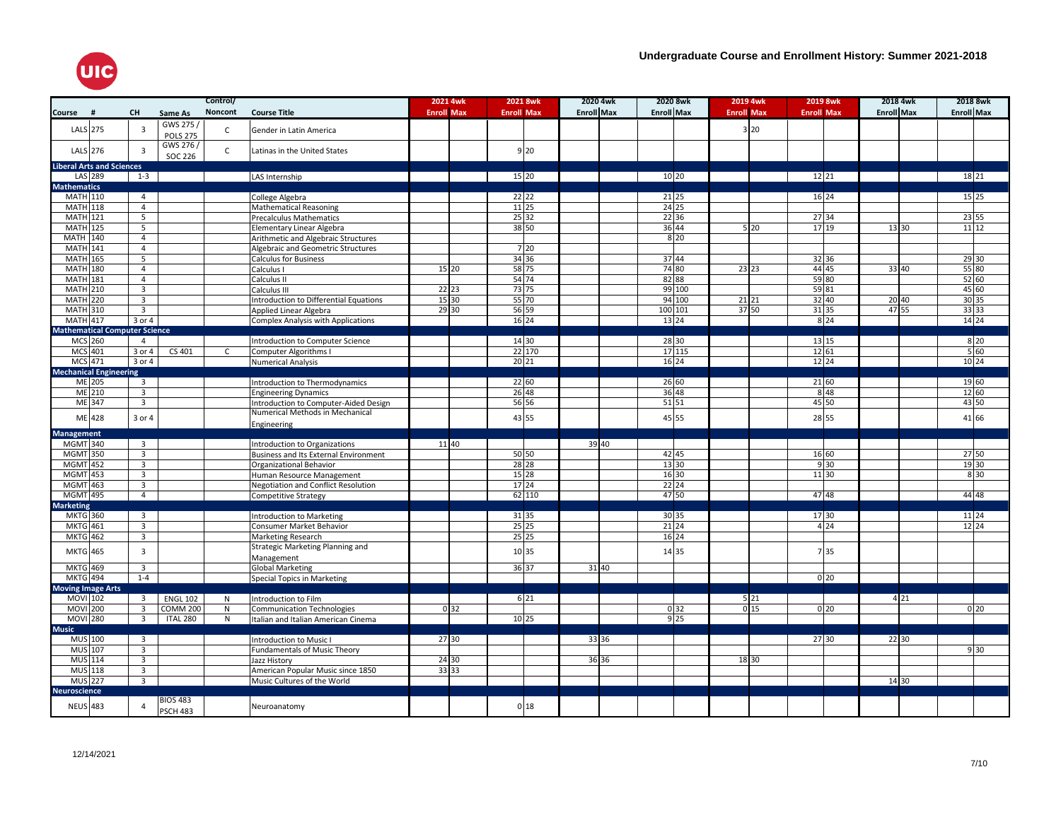# Undergraduate Course and Enrollment History: Summer 2021-2018

| Course | # | CH | Same As | Control/ Noncont | Course Title | 2021 4wk Enroll | 2021 4wk Max | 2021 8wk Enroll | 2021 8wk Max | 2020 4wk Enroll | 2020 4wk Max | 2020 8wk Enroll | 2020 8wk Max | 2019 4wk Enroll | 2019 4wk Max | 2019 8wk Enroll | 2019 8wk Max | 2018 4wk Enroll | 2018 4wk Max | 2018 8wk Enroll | 2018 8wk Max |
|---|---|---|---|---|---|---|---|---|---|---|---|---|---|---|---|---|---|---|---|---|---|
| LALS | 275 | 3 | GWS 275 / POLS 275 | C | Gender in Latin America | | | | | | | | | 3 | 20 | | | | | | |
| LALS | 276 | 3 | GWS 276 / SOC 226 | C | Latinas in the United States | | | 9 | 20 | | | | | | | | | | | | |
| **Liberal Arts and Sciences** | | | | | | | | | | | | | | | | | | | | | |
| LAS | 289 | 1-3 | | | LAS Internship | | | 15 | 20 | | | 10 | 20 | | | 12 | 21 | | | 18 | 21 |
| **Mathematics** | | | | | | | | | | | | | | | | | | | | | |
| MATH | 110 | 4 | | | College Algebra | | | 22 | 22 | | | 21 | 25 | | | 16 | 24 | | | 15 | 25 |
| MATH | 118 | 4 | | | Mathematical Reasoning | | | 11 | 25 | | | 24 | 25 | | | | | | | | |
| MATH | 121 | 5 | | | Precalculus Mathematics | | | 25 | 32 | | | 22 | 36 | | | 27 | 34 | | | 23 | 55 |
| MATH | 125 | 5 | | | Elementary Linear Algebra | | | 38 | 50 | | | 36 | 44 | 5 | 20 | 17 | 19 | 13 | 30 | 11 | 12 |
| MATH | 140 | 4 | | | Arithmetic and Algebraic Structures | | | | | | | 8 | 20 | | | | | | | | |
| MATH | 141 | 4 | | | Algebraic and Geometric Structures | | | 7 | 20 | | | | | | | | | | | | |
| MATH | 165 | 5 | | | Calculus for Business | | | 34 | 36 | | | 37 | 44 | | | 32 | 36 | | | 29 | 30 |
| MATH | 180 | 4 | | | Calculus I | 15 | 20 | 58 | 75 | | | 74 | 80 | 23 | 23 | 44 | 45 | 33 | 40 | 55 | 80 |
| MATH | 181 | 4 | | | Calculus II | | | 54 | 74 | | | 82 | 88 | | | 59 | 80 | | | 52 | 60 |
| MATH | 210 | 3 | | | Calculus III | 22 | 23 | 73 | 75 | | | 99 | 100 | | | 59 | 81 | | | 45 | 60 |
| MATH | 220 | 3 | | | Introduction to Differential Equations | 15 | 30 | 55 | 70 | | | 94 | 100 | 21 | 21 | 32 | 40 | 20 | 40 | 30 | 35 |
| MATH | 310 | 3 | | | Applied Linear Algebra | 29 | 30 | 56 | 59 | | | 100 | 101 | 37 | 50 | 31 | 35 | 47 | 55 | 33 | 33 |
| MATH | 417 | 3 or 4 | | | Complex Analysis with Applications | | | 16 | 24 | | | 13 | 24 | | | 8 | 24 | | | 14 | 24 |
| **Mathematical Computer Science** | | | | | | | | | | | | | | | | | | | | | |
| MCS | 260 | 4 | | | Introduction to Computer Science | | | 14 | 30 | | | 28 | 30 | | | 13 | 15 | | | 8 | 20 |
| MCS | 401 | 3 or 4 | CS 401 | C | Computer Algorithms I | | | 22 | 170 | | | 17 | 115 | | | 12 | 61 | | | 5 | 60 |
| MCS | 471 | 3 or 4 | | | Numerical Analysis | | | 20 | 21 | | | 16 | 24 | | | 12 | 24 | | | 10 | 24 |
| **Mechanical Engineering** | | | | | | | | | | | | | | | | | | | | | |
| ME | 205 | 3 | | | Introduction to Thermodynamics | | | 22 | 60 | | | 26 | 60 | | | 21 | 60 | | | 19 | 60 |
| ME | 210 | 3 | | | Engineering Dynamics | | | 26 | 48 | | | 36 | 48 | | | 8 | 48 | | | 12 | 60 |
| ME | 347 | 3 | | | Introduction to Computer-Aided Design | | | 56 | 56 | | | 51 | 51 | | | 45 | 50 | | | 43 | 50 |
| ME | 428 | 3 or 4 | | | Numerical Methods in Mechanical Engineering | | | 43 | 55 | | | 45 | 55 | | | 28 | 55 | | | 41 | 66 |
| **Management** | | | | | | | | | | | | | | | | | | | | | |
| MGMT | 340 | 3 | | | Introduction to Organizations | 11 | 40 | | | 39 | 40 | | | | | | | | | | |
| MGMT | 350 | 3 | | | Business and Its External Environment | | | 50 | 50 | | | 42 | 45 | | | 16 | 60 | | | 27 | 50 |
| MGMT | 452 | 3 | | | Organizational Behavior | | | 28 | 28 | | | 13 | 30 | | | 9 | 30 | | | 19 | 30 |
| MGMT | 453 | 3 | | | Human Resource Management | | | 15 | 28 | | | 16 | 30 | | | 11 | 30 | | | 8 | 30 |
| MGMT | 463 | 3 | | | Negotiation and Conflict Resolution | | | 17 | 24 | | | 22 | 24 | | | | | | | | |
| MGMT | 495 | 4 | | | Competitive Strategy | | | 62 | 110 | | | 47 | 50 | | | 47 | 48 | | | 44 | 48 |
| **Marketing** | | | | | | | | | | | | | | | | | | | | | |
| MKTG | 360 | 3 | | | Introduction to Marketing | | | 31 | 35 | | | 30 | 35 | | | 17 | 30 | | | 11 | 24 |
| MKTG | 461 | 3 | | | Consumer Market Behavior | | | 25 | 25 | | | 21 | 24 | | | 4 | 24 | | | 12 | 24 |
| MKTG | 462 | 3 | | | Marketing Research | | | 25 | 25 | | | 16 | 24 | | | | | | | | |
| MKTG | 465 | 3 | | | Strategic Marketing Planning and Management | | | 10 | 35 | | | 14 | 35 | | | 7 | 35 | | | | |
| MKTG | 469 | 3 | | | Global Marketing | | | 36 | 37 | 31 | 40 | | | | | | | | | | |
| MKTG | 494 | 1-4 | | | Special Topics in Marketing | | | | | | | | | | | 0 | 20 | | | | |
| **Moving Image Arts** | | | | | | | | | | | | | | | | | | | | | |
| MOVI | 102 | 3 | ENGL 102 | N | Introduction to Film | | | 6 | 21 | | | | | 5 | 21 | | | 4 | 21 | | |
| MOVI | 200 | 3 | COMM 200 | N | Communication Technologies | 0 | 32 | | | | | 0 | 32 | 0 | 15 | 0 | 20 | | | 0 | 20 |
| MOVI | 280 | 3 | ITAL 280 | N | Italian and Italian American Cinema | | | 10 | 25 | | | 9 | 25 | | | | | | | | |
| **Music** | | | | | | | | | | | | | | | | | | | | | |
| MUS | 100 | 3 | | | Introduction to Music I | 27 | 30 | | | 33 | 36 | | | | | 27 | 30 | 22 | 30 | | |
| MUS | 107 | 3 | | | Fundamentals of Music Theory | | | | | | | | | | | | | | | 9 | 30 |
| MUS | 114 | 3 | | | Jazz History | 24 | 30 | | | 36 | 36 | | | 18 | 30 | | | | | | |
| MUS | 118 | 3 | | | American Popular Music since 1850 | 33 | 33 | | | | | | | | | | | | | | |
| MUS | 227 | 3 | | | Music Cultures of the World | | | | | | | | | | | | | 14 | 30 | | |
| **Neuroscience** | | | | | | | | | | | | | | | | | | | | | |
| NEUS | 483 | 4 | BIOS 483 PSCH 483 | | Neuroanatomy | | | 0 | 18 | | | | | | | | | | | | |

12/14/2021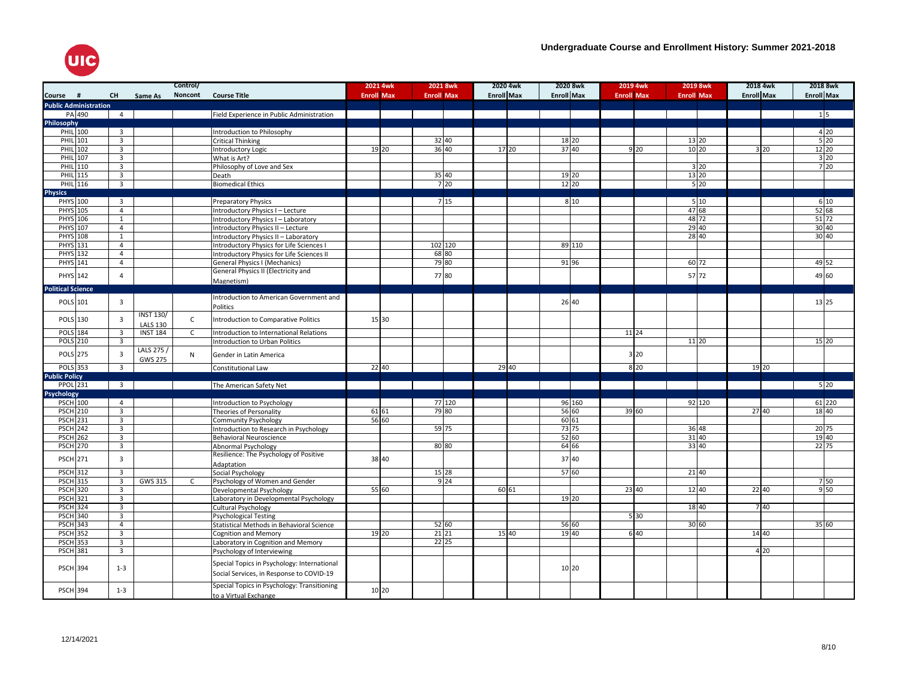# Undergraduate Course and Enrollment History: Summer 2021-2018

| Course | # | CH | Same As | Control/ Noncont | Course Title | 2021 4wk Enroll | 2021 4wk Max | 2021 8wk Enroll | 2021 8wk Max | 2020 4wk Enroll | 2020 4wk Max | 2020 8wk Enroll | 2020 8wk Max | 2019 4wk Enroll | 2019 4wk Max | 2019 8wk Enroll | 2019 8wk Max | 2018 4wk Enroll | 2018 4wk Max | 2018 8wk Enroll | 2018 8wk Max |
|---|---|---|---|---|---|---|---|---|---|---|---|---|---|---|---|---|---|---|---|---|---|
| **Public Administration** | | | | | | | | | | | | | | | | | | | | | |
| PA | 490 | 4 | | | Field Experience in Public Administration | | | | | | | | | | | | | | | 1 | 5 |
| **Philosophy** | | | | | | | | | | | | | | | | | | | | | |
| PHIL | 100 | 3 | | | Introduction to Philosophy | | | | | | | | | | | | | | | 4 | 20 |
| PHIL | 101 | 3 | | | Critical Thinking | | | 32 | 40 | | | 18 | 20 | | | 13 | 20 | | | 5 | 20 |
| PHIL | 102 | 3 | | | Introductory Logic | 19 | 20 | 36 | 40 | 17 | 20 | 37 | 40 | 9 | 20 | 10 | 20 | 3 | 20 | 12 | 20 |
| PHIL | 107 | 3 | | | What is Art? | | | | | | | | | | | | | | | 3 | 20 |
| PHIL | 110 | 3 | | | Philosophy of Love and Sex | | | | | | | | | | | 3 | 20 | | | 7 | 20 |
| PHIL | 115 | 3 | | | Death | | | 35 | 40 | | | 19 | 20 | | | 13 | 20 | | | | |
| PHIL | 116 | 3 | | | Biomedical Ethics | | | 7 | 20 | | | 12 | 20 | | | 5 | 20 | | | | |
| **Physics** | | | | | | | | | | | | | | | | | | | | | |
| PHYS | 100 | 3 | | | Preparatory Physics | | | 7 | 15 | | | 8 | 10 | | | 5 | 10 | | | 6 | 10 |
| PHYS | 105 | 4 | | | Introductory Physics I – Lecture | | | | | | | | | | | 47 | 68 | | | 52 | 68 |
| PHYS | 106 | 1 | | | Introductory Physics I – Laboratory | | | | | | | | | | | 48 | 72 | | | 51 | 72 |
| PHYS | 107 | 4 | | | Introductory Physics II – Lecture | | | | | | | | | | | 29 | 40 | | | 30 | 40 |
| PHYS | 108 | 1 | | | Introductory Physics II – Laboratory | | | | | | | | | | | 28 | 40 | | | 30 | 40 |
| PHYS | 131 | 4 | | | Introductory Physics for Life Sciences I | | | 102 | 120 | | | 89 | 110 | | | | | | | | |
| PHYS | 132 | 4 | | | Introductory Physics for Life Sciences II | | | 68 | 80 | | | | | | | | | | | | |
| PHYS | 141 | 4 | | | General Physics I (Mechanics) | | | 79 | 80 | | | 91 | 96 | | | 60 | 72 | | | 49 | 52 |
| PHYS | 142 | 4 | | | General Physics II (Electricity and Magnetism) | | | 77 | 80 | | | | | | | 57 | 72 | | | 49 | 60 |
| **Political Science** | | | | | | | | | | | | | | | | | | | | | |
| POLS | 101 | 3 | | | Introduction to American Government and Politics | | | | | | | 26 | 40 | | | | | | | 13 | 25 |
| POLS | 130 | 3 | INST 130/ LALS 130 | C | Introduction to Comparative Politics | 15 | 30 | | | | | | | | | | | | | | |
| POLS | 184 | 3 | INST 184 | C | Introduction to International Relations | | | | | | | | | 11 | 24 | | | | | | |
| POLS | 210 | 3 | | | Introduction to Urban Politics | | | | | | | | | | | 11 | 20 | | | 15 | 20 |
| POLS | 275 | 3 | LALS 275 / GWS 275 | N | Gender in Latin America | | | | | | | | | 3 | 20 | | | | | | |
| POLS | 353 | 3 | | | Constitutional Law | 22 | 40 | | | 29 | 40 | | | 8 | 20 | | | 19 | 20 | | |
| **Public Policy** | | | | | | | | | | | | | | | | | | | | | |
| PPOL | 231 | 3 | | | The American Safety Net | | | | | | | | | | | | | | | 5 | 20 |
| **Psychology** | | | | | | | | | | | | | | | | | | | | | |
| PSCH | 100 | 4 | | | Introduction to Psychology | | | 77 | 120 | | | 96 | 160 | | | 92 | 120 | | | 61 | 220 |
| PSCH | 210 | 3 | | | Theories of Personality | 61 | 61 | 79 | 80 | | | 56 | 60 | 39 | 60 | | | 27 | 40 | 18 | 40 |
| PSCH | 231 | 3 | | | Community Psychology | 56 | 60 | | | | | 60 | 61 | | | | | | | | |
| PSCH | 242 | 3 | | | Introduction to Research in Psychology | | | 59 | 75 | | | 73 | 75 | | | 36 | 48 | | | 20 | 75 |
| PSCH | 262 | 3 | | | Behavioral Neuroscience | | | | | | | 52 | 60 | | | 31 | 40 | | | 19 | 40 |
| PSCH | 270 | 3 | | | Abnormal Psychology | | | 80 | 80 | | | 64 | 66 | | | 33 | 40 | | | 22 | 75 |
| PSCH | 271 | 3 | | | Resilience: The Psychology of Positive Adaptation | 38 | 40 | | | | | 37 | 40 | | | | | | | | |
| PSCH | 312 | 3 | | | Social Psychology | | | 15 | 28 | | | 57 | 60 | | | 21 | 40 | | | | |
| PSCH | 315 | 3 | GWS 315 | C | Psychology of Women and Gender | | | 9 | 24 | | | | | | | | | | | 7 | 50 |
| PSCH | 320 | 3 | | | Developmental Psychology | 55 | 60 | | | 60 | 61 | | | 23 | 40 | 12 | 40 | 22 | 40 | 9 | 50 |
| PSCH | 321 | 3 | | | Laboratory in Developmental Psychology | | | | | | | 19 | 20 | | | | | | | | |
| PSCH | 324 | 3 | | | Cultural Psychology | | | | | | | | | | | 18 | 40 | 7 | 40 | | |
| PSCH | 340 | 3 | | | Psychological Testing | | | | | | | | | 5 | 30 | | | | | | |
| PSCH | 343 | 4 | | | Statistical Methods in Behavioral Science | | | 52 | 60 | | | 56 | 60 | | | 30 | 60 | | | 35 | 60 |
| PSCH | 352 | 3 | | | Cognition and Memory | 19 | 20 | 21 | 21 | 15 | 40 | 19 | 40 | 6 | 40 | | | 14 | 40 | | |
| PSCH | 353 | 3 | | | Laboratory in Cognition and Memory | | | 22 | 25 | | | | | | | | | | | | |
| PSCH | 381 | 3 | | | Psychology of Interviewing | | | | | | | | | | | | | 4 | 20 | | |
| PSCH | 394 | 1-3 | | | Special Topics in Psychology: International Social Services, in Response to COVID-19 | | | | | | | 10 | 20 | | | | | | | | |
| PSCH | 394 | 1-3 | | | Special Topics in Psychology: Transitioning to a Virtual Exchange | 10 | 20 | | | | | | | | | | | | | | |

12/14/2021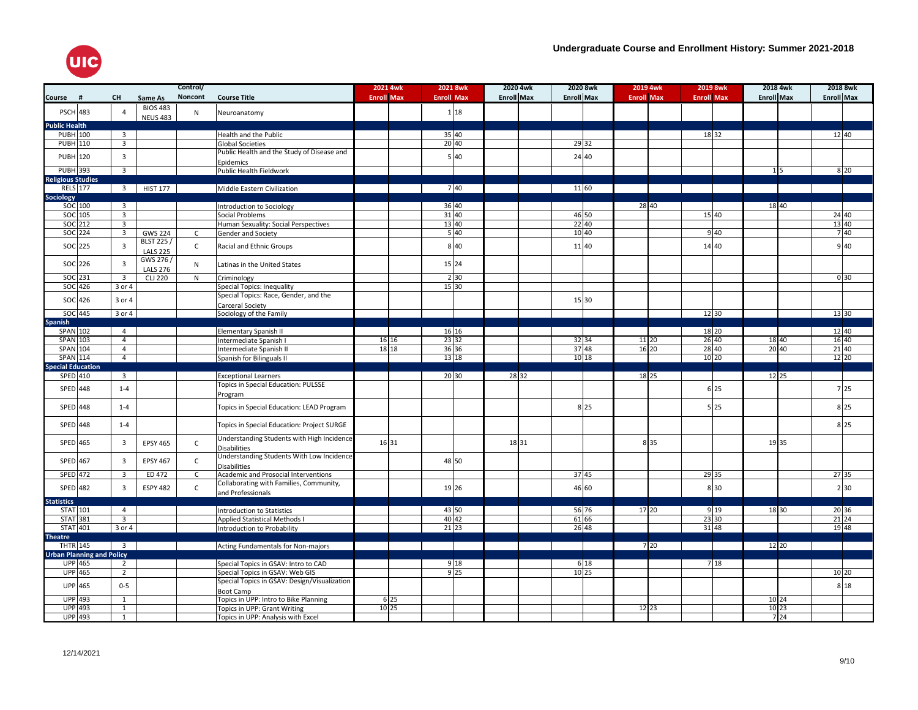# Undergraduate Course and Enrollment History: Summer 2021-2018

| Course | # | CH | Same As | Control/ Noncont | Course Title | 2021 4wk Enroll | 2021 4wk Max | 2021 8wk Enroll | 2021 8wk Max | 2020 4wk Enroll | 2020 4wk Max | 2020 8wk Enroll | 2020 8wk Max | 2019 4wk Enroll | 2019 4wk Max | 2019 8wk Enroll | 2019 8wk Max | 2018 4wk Enroll | 2018 4wk Max | 2018 8wk Enroll | 2018 8wk Max |
|---|---|---|---|---|---|---|---|---|---|---|---|---|---|---|---|---|---|---|---|---|---|
| PSCH | 483 | 4 | BIOS 483 NEUS 483 | N | Neuroanatomy | | | 1 | 18 | | | | | | | | | | | | |
| **Public Health** | | | | | | | | | | | | | | | | | | | | | |
| PUBH | 100 | 3 | | | Health and the Public | | | 35 | 40 | | | | | | | 18 | 32 | | | 12 | 40 |
| PUBH | 110 | 3 | | | Global Societies | | | 20 | 40 | | | 29 | 32 | | | | | | | | |
| PUBH | 120 | 3 | | | Public Health and the Study of Disease and Epidemics | | | 5 | 40 | | | 24 | 40 | | | | | | | | |
| PUBH | 393 | 3 | | | Public Health Fieldwork | | | | | | | | | | | | | 1 | 5 | 8 | 20 |
| **Religious Studies** | | | | | | | | | | | | | | | | | | | | | |
| RELS | 177 | 3 | HIST 177 | | Middle Eastern Civilization | | | 7 | 40 | | | 11 | 60 | | | | | | | | |
| **Sociology** | | | | | | | | | | | | | | | | | | | | | |
| SOC | 100 | 3 | | | Introduction to Sociology | | | 36 | 40 | | | | | 28 | 40 | | | 18 | 40 | | |
| SOC | 105 | 3 | | | Social Problems | | | 31 | 40 | | | 46 | 50 | | | 15 | 40 | | | 24 | 40 |
| SOC | 212 | 3 | | | Human Sexuality: Social Perspectives | | | 13 | 40 | | | 22 | 40 | | | | | | | 13 | 40 |
| SOC | 224 | 3 | GWS 224 | C | Gender and Society | | | 5 | 40 | | | 10 | 40 | | | 9 | 40 | | | 7 | 40 |
| SOC | 225 | 3 | BLST 225 / LALS 225 | C | Racial and Ethnic Groups | | | 8 | 40 | | | 11 | 40 | | | 14 | 40 | | | 9 | 40 |
| SOC | 226 | 3 | GWS 276 / LALS 276 | N | Latinas in the United States | | | 15 | 24 | | | | | | | | | | | | |
| SOC | 231 | 3 | CLJ 220 | N | Criminology | | | 2 | 30 | | | | | | | | | | | 0 | 30 |
| SOC | 426 | 3 or 4 | | | Special Topics: Inequality | | | 15 | 30 | | | | | | | | | | | | |
| SOC | 426 | 3 or 4 | | | Special Topics: Race, Gender, and the Carceral Society | | | | | | | 15 | 30 | | | | | | | | |
| SOC | 445 | 3 or 4 | | | Sociology of the Family | | | | | | | | | | | 12 | 30 | | | 13 | 30 |
| **Spanish** | | | | | | | | | | | | | | | | | | | | | |
| SPAN | 102 | 4 | | | Elementary Spanish II | | | 16 | 16 | | | | | | | 18 | 20 | | | 12 | 40 |
| SPAN | 103 | 4 | | | Intermediate Spanish I | 16 | 16 | 23 | 32 | | | 32 | 34 | 11 | 20 | 26 | 40 | 18 | 40 | 16 | 40 |
| SPAN | 104 | 4 | | | Intermediate Spanish II | 18 | 18 | 36 | 36 | | | 37 | 48 | 16 | 20 | 28 | 40 | 20 | 40 | 21 | 40 |
| SPAN | 114 | 4 | | | Spanish for Bilinguals II | | | 13 | 18 | | | 10 | 18 | | | 10 | 20 | | | 12 | 20 |
| **Special Education** | | | | | | | | | | | | | | | | | | | | | |
| SPED | 410 | 3 | | | Exceptional Learners | | | 20 | 30 | 28 | 32 | | | 18 | 25 | | | 12 | 25 | | |
| SPED | 448 | 1-4 | | | Topics in Special Education: PULSSE Program | | | | | | | | | | | 6 | 25 | | | 7 | 25 |
| SPED | 448 | 1-4 | | | Topics in Special Education: LEAD Program | | | | | | | 8 | 25 | | | 5 | 25 | | | 8 | 25 |
| SPED | 448 | 1-4 | | | Topics in Special Education: Project SURGE | | | | | | | | | | | | | | | 8 | 25 |
| SPED | 465 | 3 | EPSY 465 | C | Understanding Students with High Incidence Disabilities | 16 | 31 | | | 18 | 31 | | | 8 | 35 | | | 19 | 35 | | |
| SPED | 467 | 3 | EPSY 467 | C | Understanding Students With Low Incidence Disabilities | | | 48 | 50 | | | | | | | | | | | | |
| SPED | 472 | 3 | ED 472 | C | Academic and Prosocial Interventions | | | | | | | 37 | 45 | | | 29 | 35 | | | 27 | 35 |
| SPED | 482 | 3 | ESPY 482 | C | Collaborating with Families, Community, and Professionals | | | 19 | 26 | | | 46 | 60 | | | 8 | 30 | | | 2 | 30 |
| **Statistics** | | | | | | | | | | | | | | | | | | | | | |
| STAT | 101 | 4 | | | Introduction to Statistics | | | 43 | 50 | | | 56 | 76 | 17 | 20 | 9 | 19 | 18 | 30 | 20 | 36 |
| STAT | 381 | 3 | | | Applied Statistical Methods I | | | 40 | 42 | | | 61 | 66 | | | 23 | 30 | | | 21 | 24 |
| STAT | 401 | 3 or 4 | | | Introduction to Probability | | | 21 | 23 | | | 26 | 48 | | | 31 | 48 | | | 19 | 48 |
| **Theatre** | | | | | | | | | | | | | | | | | | | | | |
| THTR | 145 | 3 | | | Acting Fundamentals for Non-majors | | | | | | | | | 7 | 20 | | | 12 | 20 | | |
| **Urban Planning and Policy** | | | | | | | | | | | | | | | | | | | | | |
| UPP | 465 | 2 | | | Special Topics in GSAV: Intro to CAD | | | 9 | 18 | | | 6 | 18 | | | 7 | 18 | | | | |
| UPP | 465 | 2 | | | Special Topics in GSAV: Web GIS | | | 9 | 25 | | | 10 | 25 | | | | | | | 10 | 20 |
| UPP | 465 | 0-5 | | | Special Topics in GSAV: Design/Visualization Boot Camp | | | | | | | | | | | | | | | 8 | 18 |
| UPP | 493 | 1 | | | Topics in UPP: Intro to Bike Planning | 6 | 25 | | | | | | | | | | | 10 | 24 | | |
| UPP | 493 | 1 | | | Topics in UPP: Grant Writing | 10 | 25 | | | | | | | 12 | 23 | | | 10 | 23 | | |
| UPP | 493 | 1 | | | Topics in UPP: Analysis with Excel | | | | | | | | | | | | | 7 | 24 | | |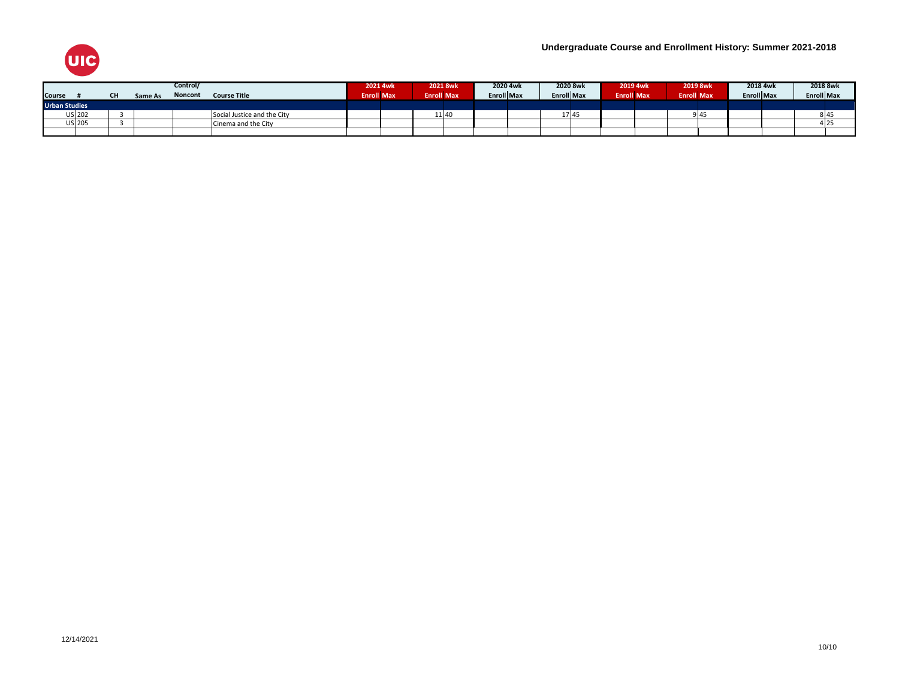## Undergraduate Course and Enrollment History: Summer 2021-2018

| Course | # | CH | Same As | Control/ Noncont | Course Title | 2021 4wk Enroll | 2021 4wk Max | 2021 8wk Enroll | 2021 8wk Max | 2020 4wk Enroll | 2020 4wk Max | 2020 8wk Enroll | 2020 8wk Max | 2019 4wk Enroll | 2019 4wk Max | 2019 8wk Enroll | 2019 8wk Max | 2018 4wk Enroll | 2018 4wk Max | 2018 8wk Enroll | 2018 8wk Max |
|---|---|---|---|---|---|---|---|---|---|---|---|---|---|---|---|---|---|---|---|---|---|
| **Urban Studies** | | | | | | | | | | | | | | | | | | | | | |
| US | 202 | 3 | | | Social Justice and the City | | | 11 | 40 | | | 17 | 45 | | | 9 | 45 | | | 8 | 45 |
| US | 205 | 3 | | | Cinema and the City | | | | | | | | | | | | | | | 4 | 25 |

12/14/2021